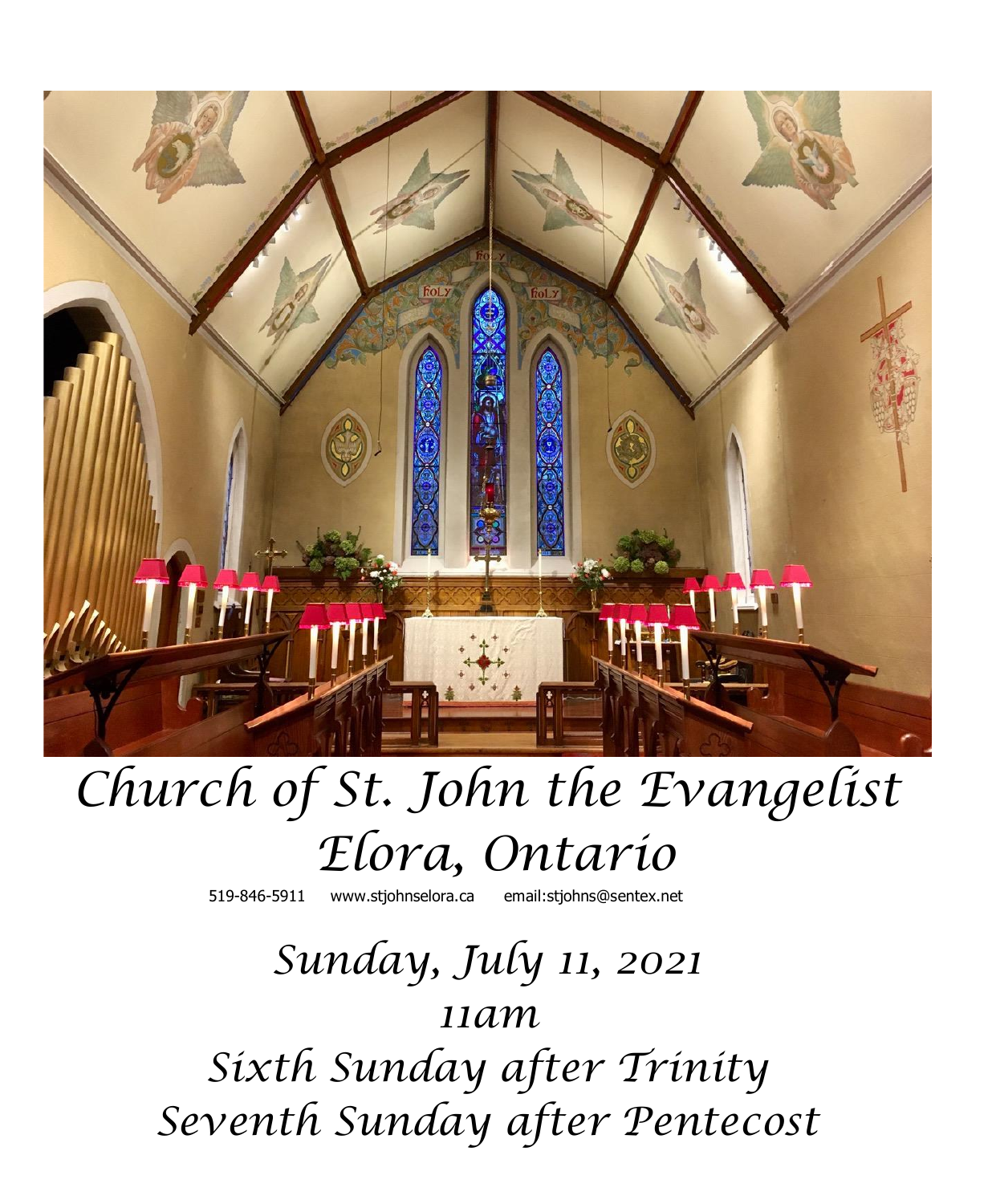# Church of St. John the Evangelist
# Elora, Ontario

519-846-5911 www.stjohnselora.ca email:stjohns@sentex.net

## Sunday, July 11, 2021
## 11am
## Sixth Sunday after Trinity
## Seventh Sunday after Pentecost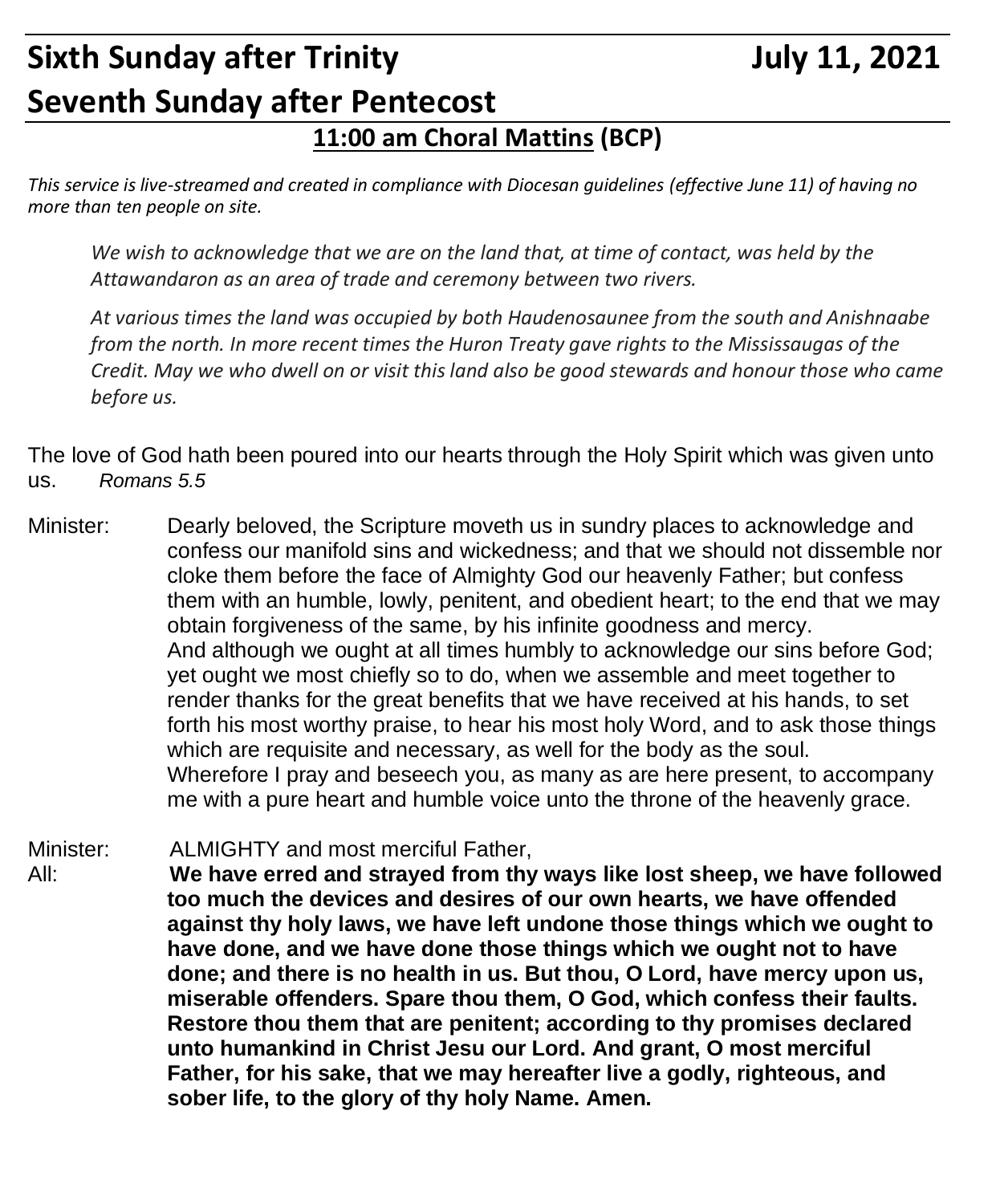# Sixth Sunday after Trinity July 11, 2021

# Seventh Sunday after Pentecost

## 11:00 am Choral Mattins (BCP)

*This service is live-streamed and created in compliance with Diocesan guidelines (effective June 11) of having no more than ten people on site.*

*We wish to acknowledge that we are on the land that, at time of contact, was held by the Attawandaron as an area of trade and ceremony between two rivers.*

*At various times the land was occupied by both Haudenosaunee from the south and Anishnaabe from the north. In more recent times the Huron Treaty gave rights to the Mississaugas of the Credit. May we who dwell on or visit this land also be good stewards and honour those who came before us.*

The love of God hath been poured into our hearts through the Holy Spirit which was given unto us. *Romans 5.5*

Minister: Dearly beloved, the Scripture moveth us in sundry places to acknowledge and confess our manifold sins and wickedness; and that we should not dissemble nor cloke them before the face of Almighty God our heavenly Father; but confess them with an humble, lowly, penitent, and obedient heart; to the end that we may obtain forgiveness of the same, by his infinite goodness and mercy.
And although we ought at all times humbly to acknowledge our sins before God; yet ought we most chiefly so to do, when we assemble and meet together to render thanks for the great benefits that we have received at his hands, to set forth his most worthy praise, to hear his most holy Word, and to ask those things which are requisite and necessary, as well for the body as the soul.
Wherefore I pray and beseech you, as many as are here present, to accompany me with a pure heart and humble voice unto the throne of the heavenly grace.

Minister: ALMIGHTY and most merciful Father,

All: **We have erred and strayed from thy ways like lost sheep, we have followed too much the devices and desires of our own hearts, we have offended against thy holy laws, we have left undone those things which we ought to have done, and we have done those things which we ought not to have done; and there is no health in us. But thou, O Lord, have mercy upon us, miserable offenders. Spare thou them, O God, which confess their faults. Restore thou them that are penitent; according to thy promises declared unto humankind in Christ Jesu our Lord. And grant, O most merciful Father, for his sake, that we may hereafter live a godly, righteous, and sober life, to the glory of thy holy Name. Amen.**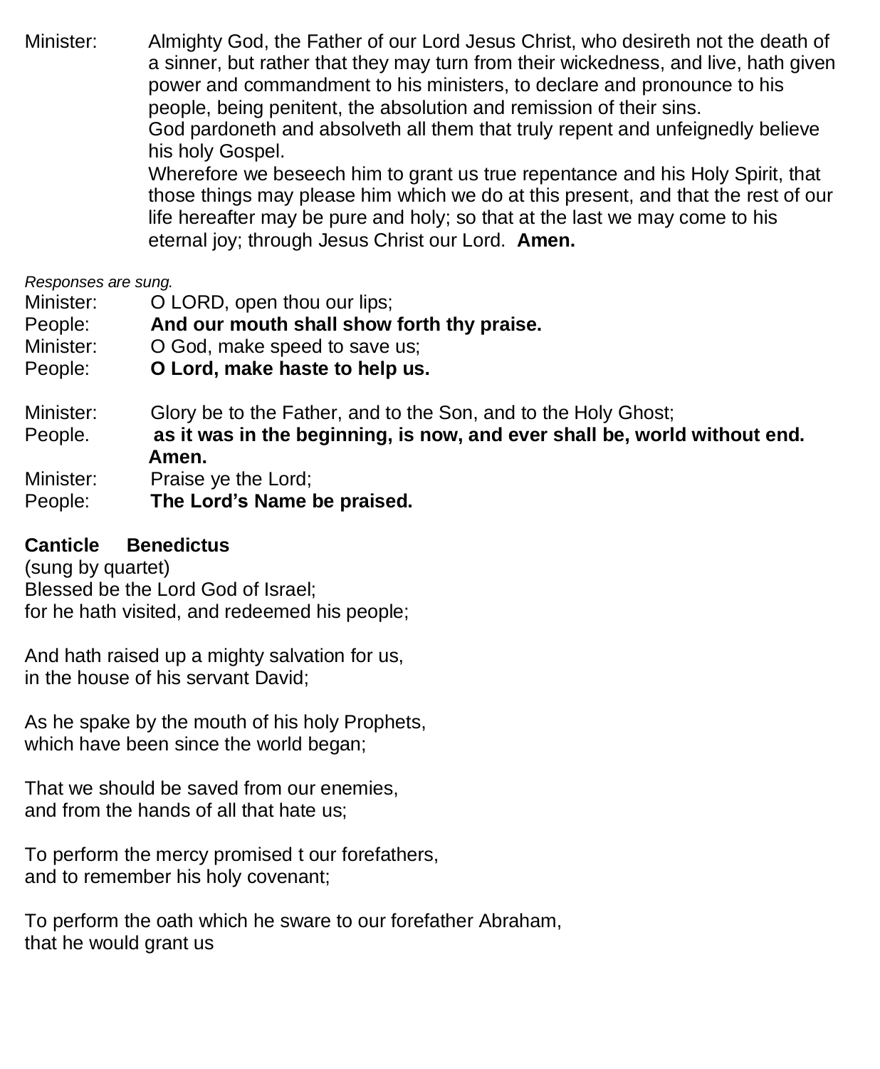Minister: Almighty God, the Father of our Lord Jesus Christ, who desireth not the death of a sinner, but rather that they may turn from their wickedness, and live, hath given power and commandment to his ministers, to declare and pronounce to his people, being penitent, the absolution and remission of their sins.
God pardoneth and absolveth all them that truly repent and unfeignedly believe his holy Gospel.
Wherefore we beseech him to grant us true repentance and his Holy Spirit, that those things may please him which we do at this present, and that the rest of our life hereafter may be pure and holy; so that at the last we may come to his eternal joy; through Jesus Christ our Lord. **Amen.**

*Responses are sung.*

Minister: O LORD, open thou our lips;
People: **And our mouth shall show forth thy praise.**
Minister: O God, make speed to save us;
People: **O Lord, make haste to help us.**

Minister: Glory be to the Father, and to the Son, and to the Holy Ghost;
People. **as it was in the beginning, is now, and ever shall be, world without end. Amen.**
Minister: Praise ye the Lord;
People: **The Lord's Name be praised.**

**Canticle Benedictus**

(sung by quartet)

Blessed be the Lord God of Israel;
for he hath visited, and redeemed his people;

And hath raised up a mighty salvation for us,
in the house of his servant David;

As he spake by the mouth of his holy Prophets,
which have been since the world began;

That we should be saved from our enemies,
and from the hands of all that hate us;

To perform the mercy promised t our forefathers,
and to remember his holy covenant;

To perform the oath which he sware to our forefather Abraham,
that he would grant us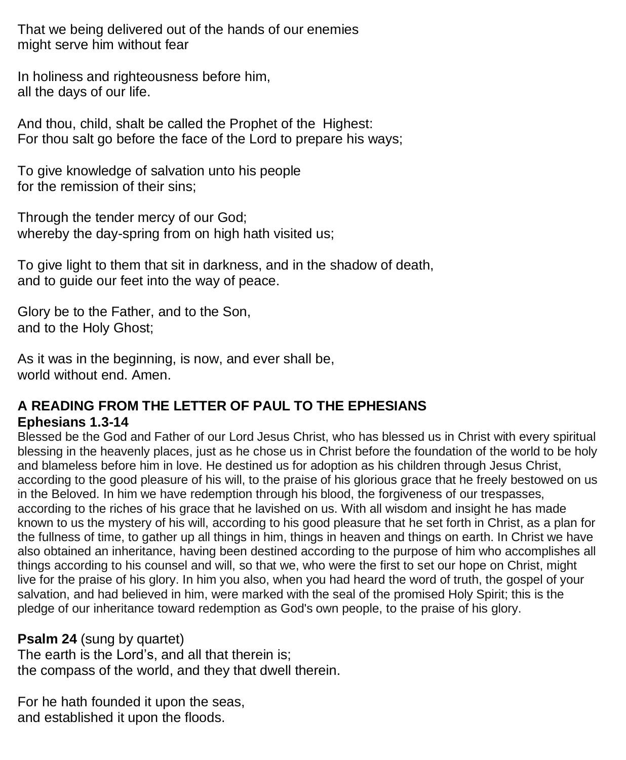That we being delivered out of the hands of our enemies
might serve him without fear

In holiness and righteousness before him,
all the days of our life.

And thou, child, shalt be called the Prophet of the Highest:
For thou salt go before the face of the Lord to prepare his ways;

To give knowledge of salvation unto his people
for the remission of their sins;

Through the tender mercy of our God;
whereby the day-spring from on high hath visited us;

To give light to them that sit in darkness, and in the shadow of death,
and to guide our feet into the way of peace.

Glory be to the Father, and to the Son,
and to the Holy Ghost;

As it was in the beginning, is now, and ever shall be,
world without end. Amen.

**A READING FROM THE LETTER OF PAUL TO THE EPHESIANS**
**Ephesians 1.3-14**

Blessed be the God and Father of our Lord Jesus Christ, who has blessed us in Christ with every spiritual blessing in the heavenly places, just as he chose us in Christ before the foundation of the world to be holy and blameless before him in love. He destined us for adoption as his children through Jesus Christ, according to the good pleasure of his will, to the praise of his glorious grace that he freely bestowed on us in the Beloved. In him we have redemption through his blood, the forgiveness of our trespasses, according to the riches of his grace that he lavished on us. With all wisdom and insight he has made known to us the mystery of his will, according to his good pleasure that he set forth in Christ, as a plan for the fullness of time, to gather up all things in him, things in heaven and things on earth. In Christ we have also obtained an inheritance, having been destined according to the purpose of him who accomplishes all things according to his counsel and will, so that we, who were the first to set our hope on Christ, might live for the praise of his glory. In him you also, when you had heard the word of truth, the gospel of your salvation, and had believed in him, were marked with the seal of the promised Holy Spirit; this is the pledge of our inheritance toward redemption as God's own people, to the praise of his glory.

**Psalm 24** (sung by quartet)
The earth is the Lord's, and all that therein is;
the compass of the world, and they that dwell therein.

For he hath founded it upon the seas,
and established it upon the floods.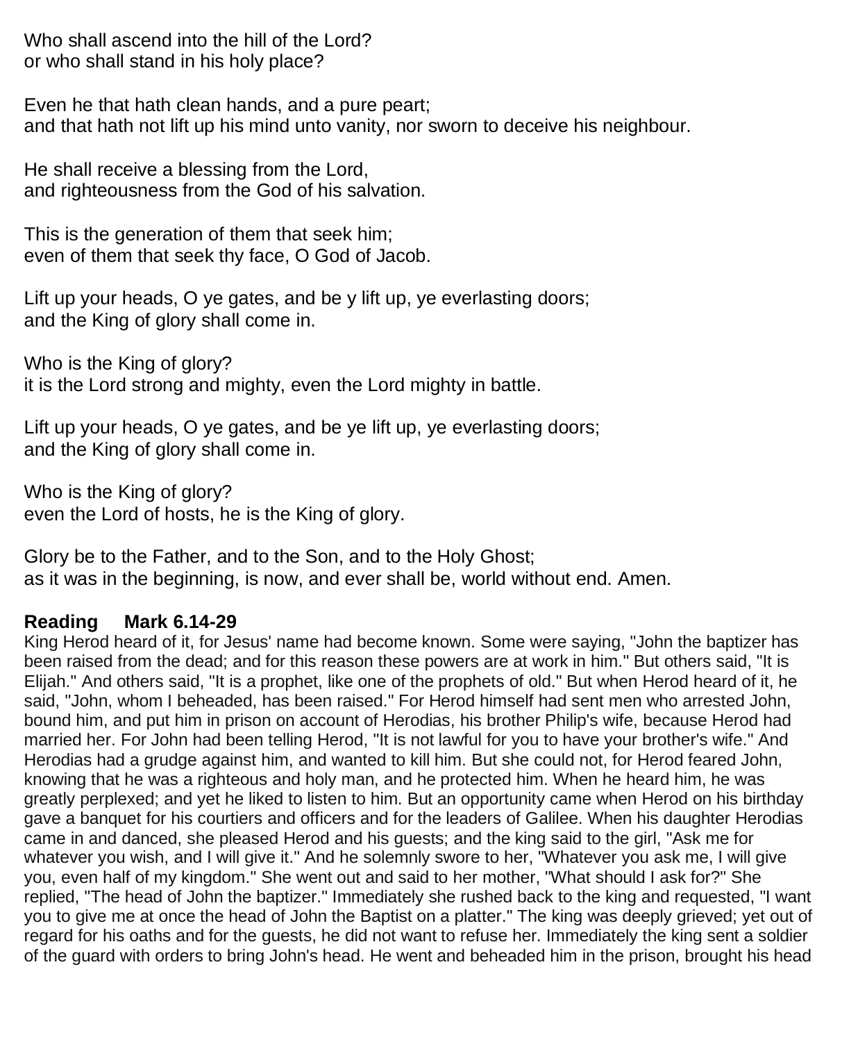Who shall ascend into the hill of the Lord?
or who shall stand in his holy place?

Even he that hath clean hands, and a pure peart;
and that hath not lift up his mind unto vanity, nor sworn to deceive his neighbour.

He shall receive a blessing from the Lord,
and righteousness from the God of his salvation.

This is the generation of them that seek him;
even of them that seek thy face, O God of Jacob.

Lift up your heads, O ye gates, and be y lift up, ye everlasting doors;
and the King of glory shall come in.

Who is the King of glory?
it is the Lord strong and mighty, even the Lord mighty in battle.

Lift up your heads, O ye gates, and be ye lift up, ye everlasting doors;
and the King of glory shall come in.

Who is the King of glory?
even the Lord of hosts, he is the King of glory.

Glory be to the Father, and to the Son, and to the Holy Ghost;
as it was in the beginning, is now, and ever shall be, world without end. Amen.

**Reading Mark 6.14-29**

King Herod heard of it, for Jesus' name had become known. Some were saying, "John the baptizer has been raised from the dead; and for this reason these powers are at work in him." But others said, "It is Elijah." And others said, "It is a prophet, like one of the prophets of old." But when Herod heard of it, he said, "John, whom I beheaded, has been raised." For Herod himself had sent men who arrested John, bound him, and put him in prison on account of Herodias, his brother Philip's wife, because Herod had married her. For John had been telling Herod, "It is not lawful for you to have your brother's wife." And Herodias had a grudge against him, and wanted to kill him. But she could not, for Herod feared John, knowing that he was a righteous and holy man, and he protected him. When he heard him, he was greatly perplexed; and yet he liked to listen to him. But an opportunity came when Herod on his birthday gave a banquet for his courtiers and officers and for the leaders of Galilee. When his daughter Herodias came in and danced, she pleased Herod and his guests; and the king said to the girl, "Ask me for whatever you wish, and I will give it." And he solemnly swore to her, "Whatever you ask me, I will give you, even half of my kingdom." She went out and said to her mother, "What should I ask for?" She replied, "The head of John the baptizer." Immediately she rushed back to the king and requested, "I want you to give me at once the head of John the Baptist on a platter." The king was deeply grieved; yet out of regard for his oaths and for the guests, he did not want to refuse her. Immediately the king sent a soldier of the guard with orders to bring John's head. He went and beheaded him in the prison, brought his head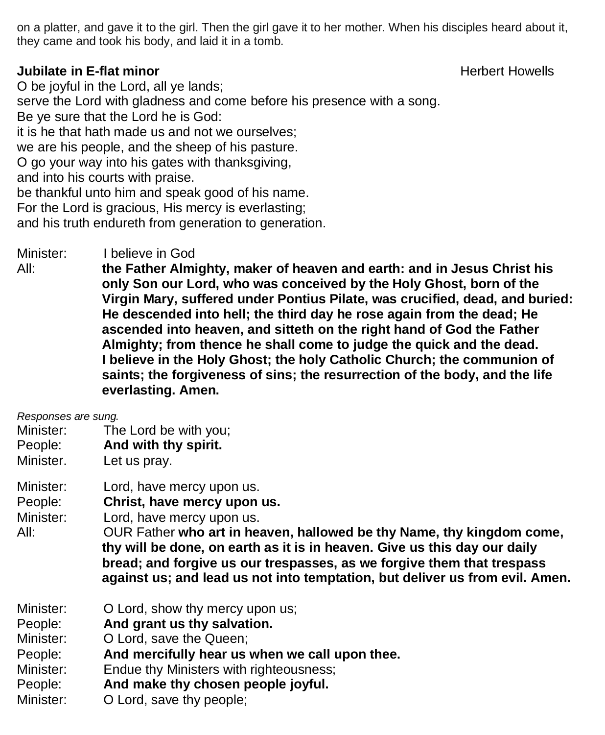on a platter, and gave it to the girl. Then the girl gave it to her mother. When his disciples heard about it, they came and took his body, and laid it in a tomb.

**Jubilate in E-flat minor** Herbert Howells

O be joyful in the Lord, all ye lands;
serve the Lord with gladness and come before his presence with a song.
Be ye sure that the Lord he is God:
it is he that hath made us and not we ourselves;
we are his people, and the sheep of his pasture.
O go your way into his gates with thanksgiving,
and into his courts with praise.
be thankful unto him and speak good of his name.
For the Lord is gracious, His mercy is everlasting;
and his truth endureth from generation to generation.

Minister: I believe in God
All: **the Father Almighty, maker of heaven and earth: and in Jesus Christ his only Son our Lord, who was conceived by the Holy Ghost, born of the Virgin Mary, suffered under Pontius Pilate, was crucified, dead, and buried: He descended into hell; the third day he rose again from the dead; He ascended into heaven, and sitteth on the right hand of God the Father Almighty; from thence he shall come to judge the quick and the dead. I believe in the Holy Ghost; the holy Catholic Church; the communion of saints; the forgiveness of sins; the resurrection of the body, and the life everlasting. Amen.**

*Responses are sung.*
Minister: The Lord be with you;
People: **And with thy spirit.**
Minister. Let us pray.

Minister: Lord, have mercy upon us.
People: **Christ, have mercy upon us.**
Minister: Lord, have mercy upon us.
All: OUR Father **who art in heaven, hallowed be thy Name, thy kingdom come, thy will be done, on earth as it is in heaven. Give us this day our daily bread; and forgive us our trespasses, as we forgive them that trespass against us; and lead us not into temptation, but deliver us from evil. Amen.**

Minister: O Lord, show thy mercy upon us;
People: **And grant us thy salvation.**
Minister: O Lord, save the Queen;
People: **And mercifully hear us when we call upon thee.**
Minister: Endue thy Ministers with righteousness;
People: **And make thy chosen people joyful.**
Minister: O Lord, save thy people;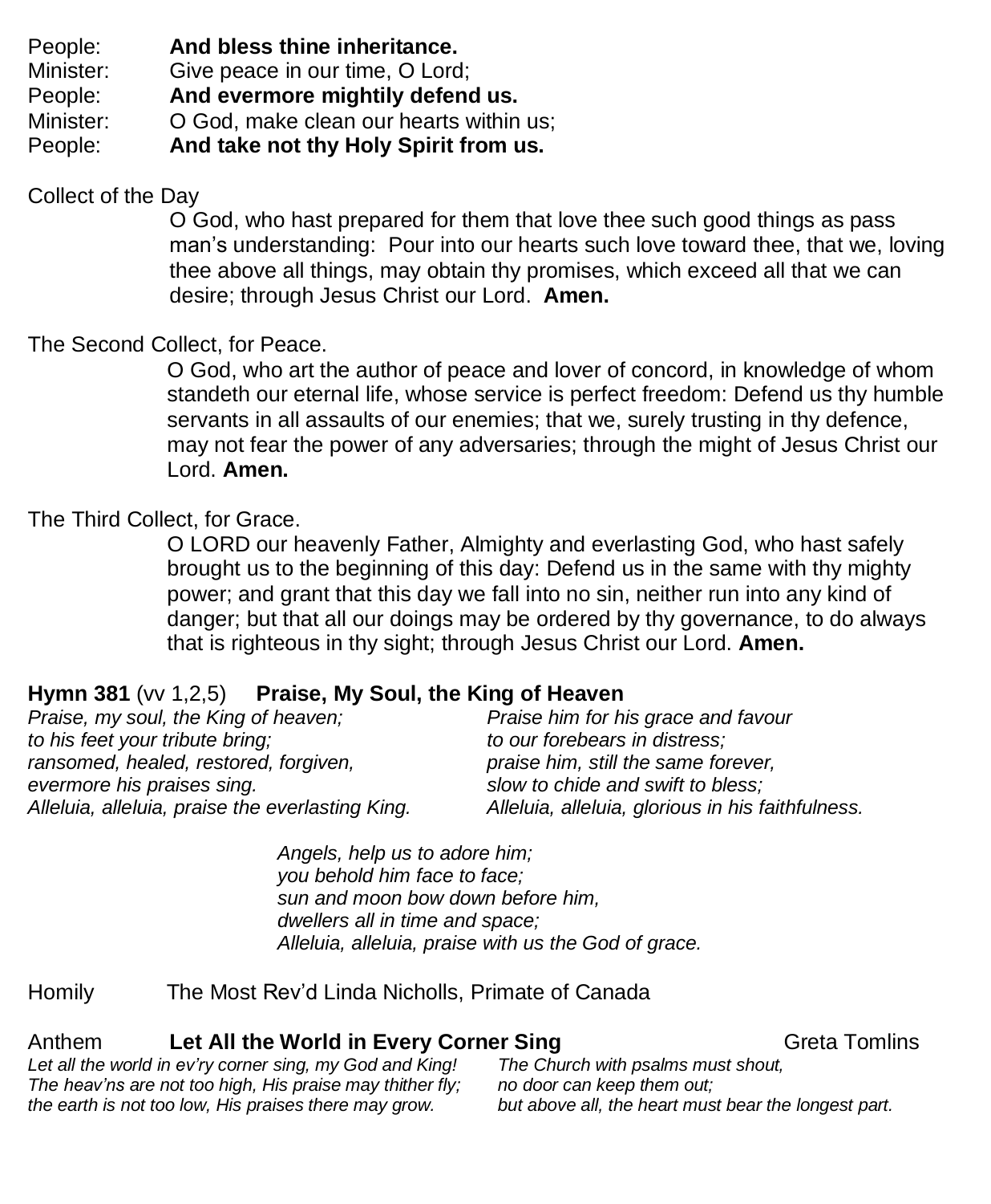People: **And bless thine inheritance.**
Minister: Give peace in our time, O Lord;
People: **And evermore mightily defend us.**
Minister: O God, make clean our hearts within us;
People: **And take not thy Holy Spirit from us.**

Collect of the Day

O God, who hast prepared for them that love thee such good things as pass man's understanding: Pour into our hearts such love toward thee, that we, loving thee above all things, may obtain thy promises, which exceed all that we can desire; through Jesus Christ our Lord. **Amen.**

The Second Collect, for Peace.

O God, who art the author of peace and lover of concord, in knowledge of whom standeth our eternal life, whose service is perfect freedom: Defend us thy humble servants in all assaults of our enemies; that we, surely trusting in thy defence, may not fear the power of any adversaries; through the might of Jesus Christ our Lord. **Amen.**

The Third Collect, for Grace.

O LORD our heavenly Father, Almighty and everlasting God, who hast safely brought us to the beginning of this day: Defend us in the same with thy mighty power; and grant that this day we fall into no sin, neither run into any kind of danger; but that all our doings may be ordered by thy governance, to do always that is righteous in thy sight; through Jesus Christ our Lord. **Amen.**

**Hymn 381** (vv 1,2,5) **Praise, My Soul, the King of Heaven**

*Praise, my soul, the King of heaven;*
*to his feet your tribute bring;*
*ransomed, healed, restored, forgiven,*
*evermore his praises sing.*
*Alleluia, alleluia, praise the everlasting King.*

*Praise him for his grace and favour*
*to our forebears in distress;*
*praise him, still the same forever,*
*slow to chide and swift to bless;*
*Alleluia, alleluia, glorious in his faithfulness.*

*Angels, help us to adore him;*
*you behold him face to face;*
*sun and moon bow down before him,*
*dwellers all in time and space;*
*Alleluia, alleluia, praise with us the God of grace.*

Homily The Most Rev'd Linda Nicholls, Primate of Canada

Anthem **Let All the World in Every Corner Sing** Greta Tomlins

*Let all the world in ev'ry corner sing, my God and King!*
*The heav'ns are not too high, His praise may thither fly;*
*the earth is not too low, His praises there may grow.*

*The Church with psalms must shout,*
*no door can keep them out;*
*but above all, the heart must bear the longest part.*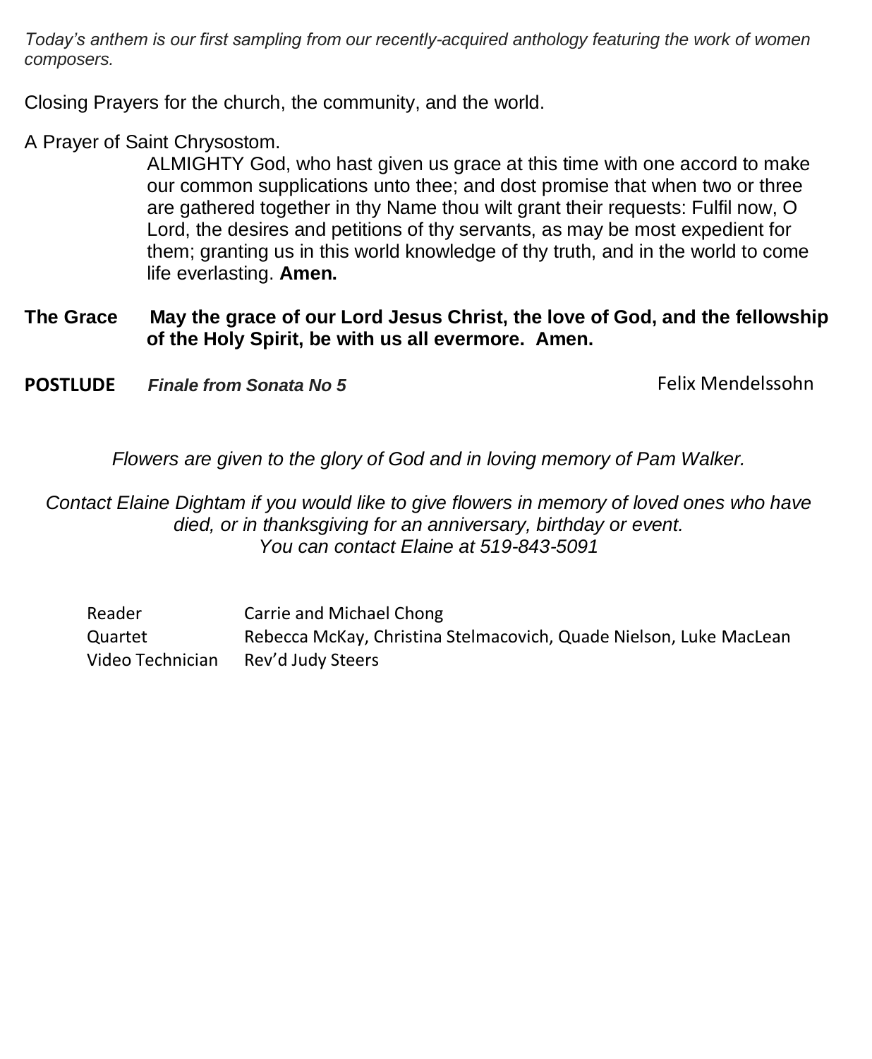*Today's anthem is our first sampling from our recently-acquired anthology featuring the work of women composers.*

Closing Prayers for the church, the community, and the world.

A Prayer of Saint Chrysostom.

> ALMIGHTY God, who hast given us grace at this time with one accord to make our common supplications unto thee; and dost promise that when two or three are gathered together in thy Name thou wilt grant their requests: Fulfil now, O Lord, the desires and petitions of thy servants, as may be most expedient for them; granting us in this world knowledge of thy truth, and in the world to come life everlasting. **Amen.**

**The Grace** **May the grace of our Lord Jesus Christ, the love of God, and the fellowship of the Holy Spirit, be with us all evermore. Amen.**

**POSTLUDE** ***Finale from Sonata No 5*** Felix Mendelssohn

*Flowers are given to the glory of God and in loving memory of Pam Walker.*

*Contact Elaine Dightam if you would like to give flowers in memory of loved ones who have died, or in thanksgiving for an anniversary, birthday or event. You can contact Elaine at 519-843-5091*

| | |
|---|---|
| Reader | Carrie and Michael Chong |
| Quartet | Rebecca McKay, Christina Stelmacovich, Quade Nielson, Luke MacLean |
| Video Technician | Rev'd Judy Steers |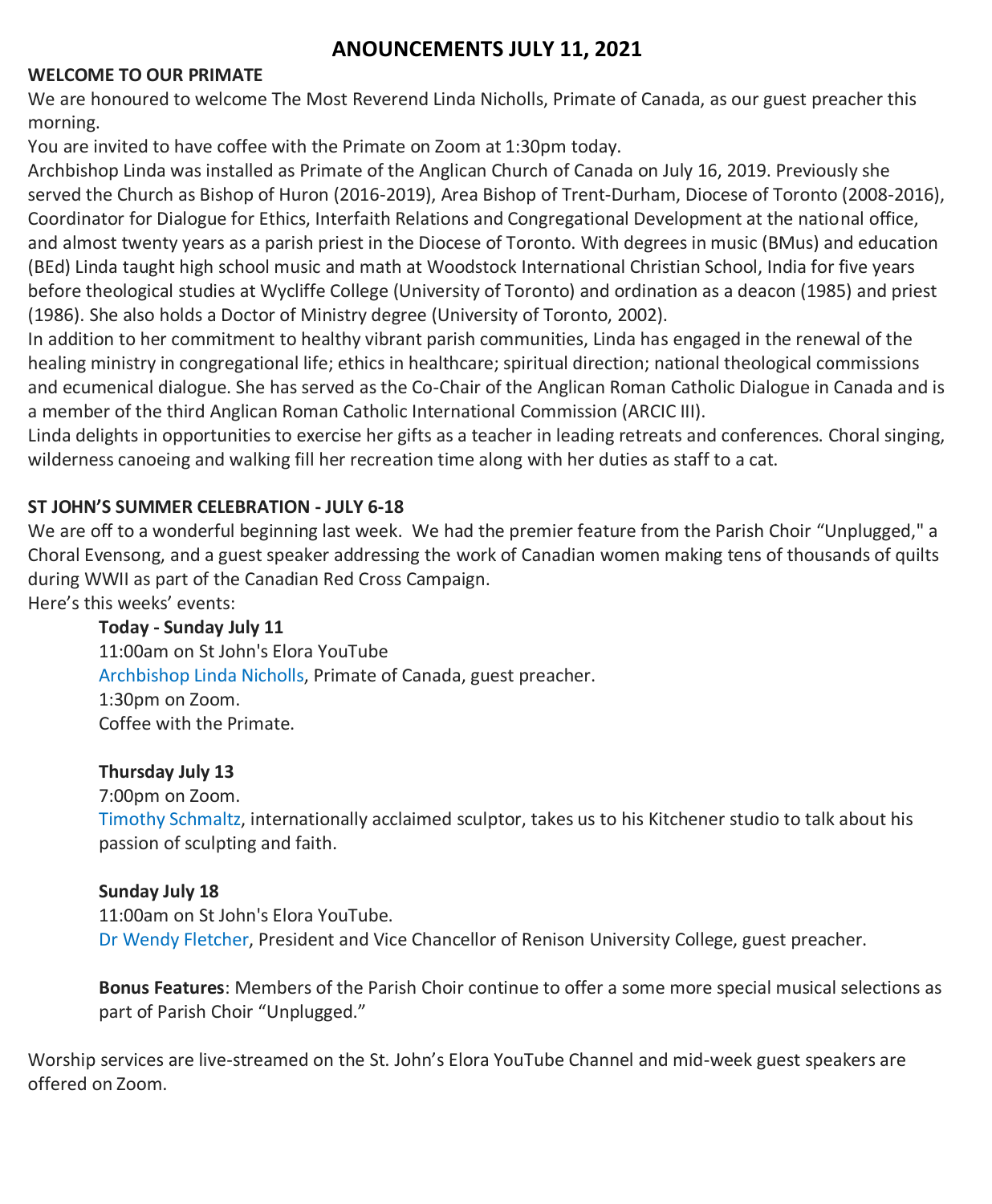# ANOUNCEMENTS JULY 11, 2021

**WELCOME TO OUR PRIMATE**

We are honoured to welcome The Most Reverend Linda Nicholls, Primate of Canada, as our guest preacher this morning.

You are invited to have coffee with the Primate on Zoom at 1:30pm today.

Archbishop Linda was installed as Primate of the Anglican Church of Canada on July 16, 2019. Previously she served the Church as Bishop of Huron (2016-2019), Area Bishop of Trent-Durham, Diocese of Toronto (2008-2016), Coordinator for Dialogue for Ethics, Interfaith Relations and Congregational Development at the national office, and almost twenty years as a parish priest in the Diocese of Toronto. With degrees in music (BMus) and education (BEd) Linda taught high school music and math at Woodstock International Christian School, India for five years before theological studies at Wycliffe College (University of Toronto) and ordination as a deacon (1985) and priest (1986). She also holds a Doctor of Ministry degree (University of Toronto, 2002).

In addition to her commitment to healthy vibrant parish communities, Linda has engaged in the renewal of the healing ministry in congregational life; ethics in healthcare; spiritual direction; national theological commissions and ecumenical dialogue. She has served as the Co-Chair of the Anglican Roman Catholic Dialogue in Canada and is a member of the third Anglican Roman Catholic International Commission (ARCIC III).

Linda delights in opportunities to exercise her gifts as a teacher in leading retreats and conferences. Choral singing, wilderness canoeing and walking fill her recreation time along with her duties as staff to a cat.

**ST JOHN'S SUMMER CELEBRATION - JULY 6-18**

We are off to a wonderful beginning last week. We had the premier feature from the Parish Choir "Unplugged," a Choral Evensong, and a guest speaker addressing the work of Canadian women making tens of thousands of quilts during WWII as part of the Canadian Red Cross Campaign.

Here's this weeks' events:

**Today - Sunday July 11**
11:00am on St John's Elora YouTube
Archbishop Linda Nicholls, Primate of Canada, guest preacher.
1:30pm on Zoom.
Coffee with the Primate.

**Thursday July 13**
7:00pm on Zoom.
Timothy Schmaltz, internationally acclaimed sculptor, takes us to his Kitchener studio to talk about his passion of sculpting and faith.

**Sunday July 18**
11:00am on St John's Elora YouTube.
Dr Wendy Fletcher, President and Vice Chancellor of Renison University College, guest preacher.

**Bonus Features**: Members of the Parish Choir continue to offer a some more special musical selections as part of Parish Choir "Unplugged."

Worship services are live-streamed on the St. John's Elora YouTube Channel and mid-week guest speakers are offered on Zoom.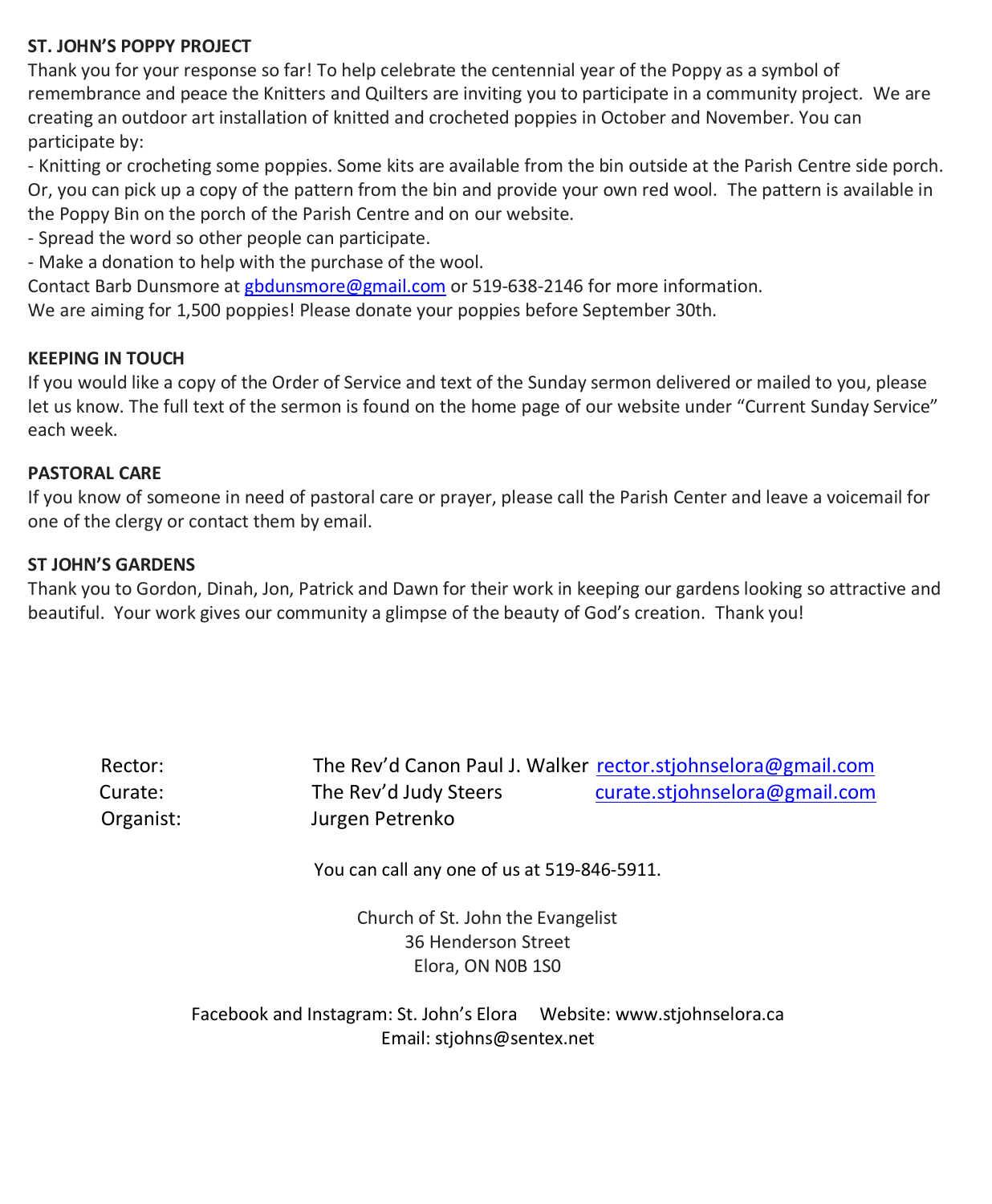**ST. JOHN'S POPPY PROJECT**

Thank you for your response so far! To help celebrate the centennial year of the Poppy as a symbol of remembrance and peace the Knitters and Quilters are inviting you to participate in a community project. We are creating an outdoor art installation of knitted and crocheted poppies in October and November. You can participate by:

- Knitting or crocheting some poppies. Some kits are available from the bin outside at the Parish Centre side porch. Or, you can pick up a copy of the pattern from the bin and provide your own red wool. The pattern is available in the Poppy Bin on the porch of the Parish Centre and on our website.
- Spread the word so other people can participate.
- Make a donation to help with the purchase of the wool.

Contact Barb Dunsmore at gbdunsmore@gmail.com or 519-638-2146 for more information.
We are aiming for 1,500 poppies! Please donate your poppies before September 30th.

**KEEPING IN TOUCH**

If you would like a copy of the Order of Service and text of the Sunday sermon delivered or mailed to you, please let us know. The full text of the sermon is found on the home page of our website under "Current Sunday Service" each week.

**PASTORAL CARE**

If you know of someone in need of pastoral care or prayer, please call the Parish Center and leave a voicemail for one of the clergy or contact them by email.

**ST JOHN'S GARDENS**

Thank you to Gordon, Dinah, Jon, Patrick and Dawn for their work in keeping our gardens looking so attractive and beautiful. Your work gives our community a glimpse of the beauty of God's creation. Thank you!

| | | |
|---|---|---|
| Rector: | The Rev'd Canon Paul J. Walker | rector.stjohnselora@gmail.com |
| Curate: | The Rev'd Judy Steers | curate.stjohnselora@gmail.com |
| Organist: | Jurgen Petrenko | |

You can call any one of us at 519-846-5911.

Church of St. John the Evangelist
36 Henderson Street
Elora, ON N0B 1S0

Facebook and Instagram: St. John's Elora Website: www.stjohnselora.ca
Email: stjohns@sentex.net